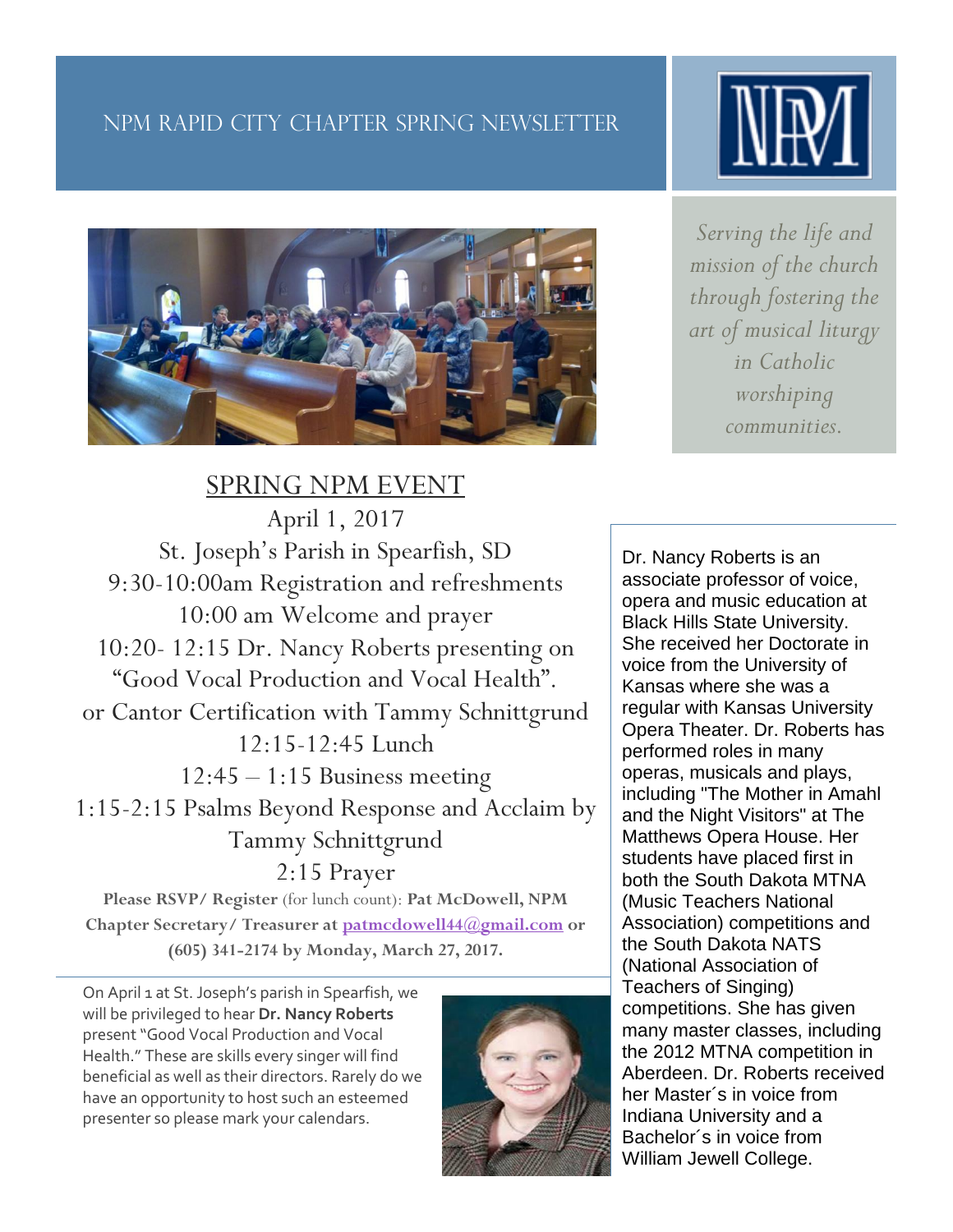# NPM Rapid City Chapter Spring Newsletter

*Serving the life and mission of the church through fostering the art of musical liturgy in Catholic worshiping communities.*

## SPRING NPM EVENT

April 1, 2017

St. Joseph's Parish in Spearfish, SD

9:30-10:00am Registration and refreshments

10:00 am Welcome and prayer

10:20- 12:15 Dr. Nancy Roberts presenting on "Good Vocal Production and Vocal Health".

or Cantor Certification with Tammy Schnittgrund

12:15-12:45 Lunch

12:45 – 1:15 Business meeting

1:15-2:15 Psalms Beyond Response and Acclaim by Tammy Schnittgrund

2:15 Prayer

**Please RSVP/ Register** (for lunch count): **Pat McDowell, NPM Chapter Secretary/ Treasurer at patmcdowell44@gmail.com or (605) 341-2174 by Monday, March 27, 2017.**

On April 1 at St. Joseph's parish in Spearfish, we will be privileged to hear **Dr. Nancy Roberts** present "Good Vocal Production and Vocal Health." These are skills every singer will find beneficial as well as their directors. Rarely do we have an opportunity to host such an esteemed presenter so please mark your calendars.

Dr. Nancy Roberts is an associate professor of voice, opera and music education at Black Hills State University. She received her Doctorate in voice from the University of Kansas where she was a regular with Kansas University Opera Theater. Dr. Roberts has performed roles in many operas, musicals and plays, including "The Mother in Amahl and the Night Visitors" at The Matthews Opera House. Her students have placed first in both the South Dakota MTNA (Music Teachers National Association) competitions and the South Dakota NATS (National Association of Teachers of Singing) competitions. She has given many master classes, including the 2012 MTNA competition in Aberdeen. Dr. Roberts received her Master´s in voice from Indiana University and a Bachelor´s in voice from William Jewell College.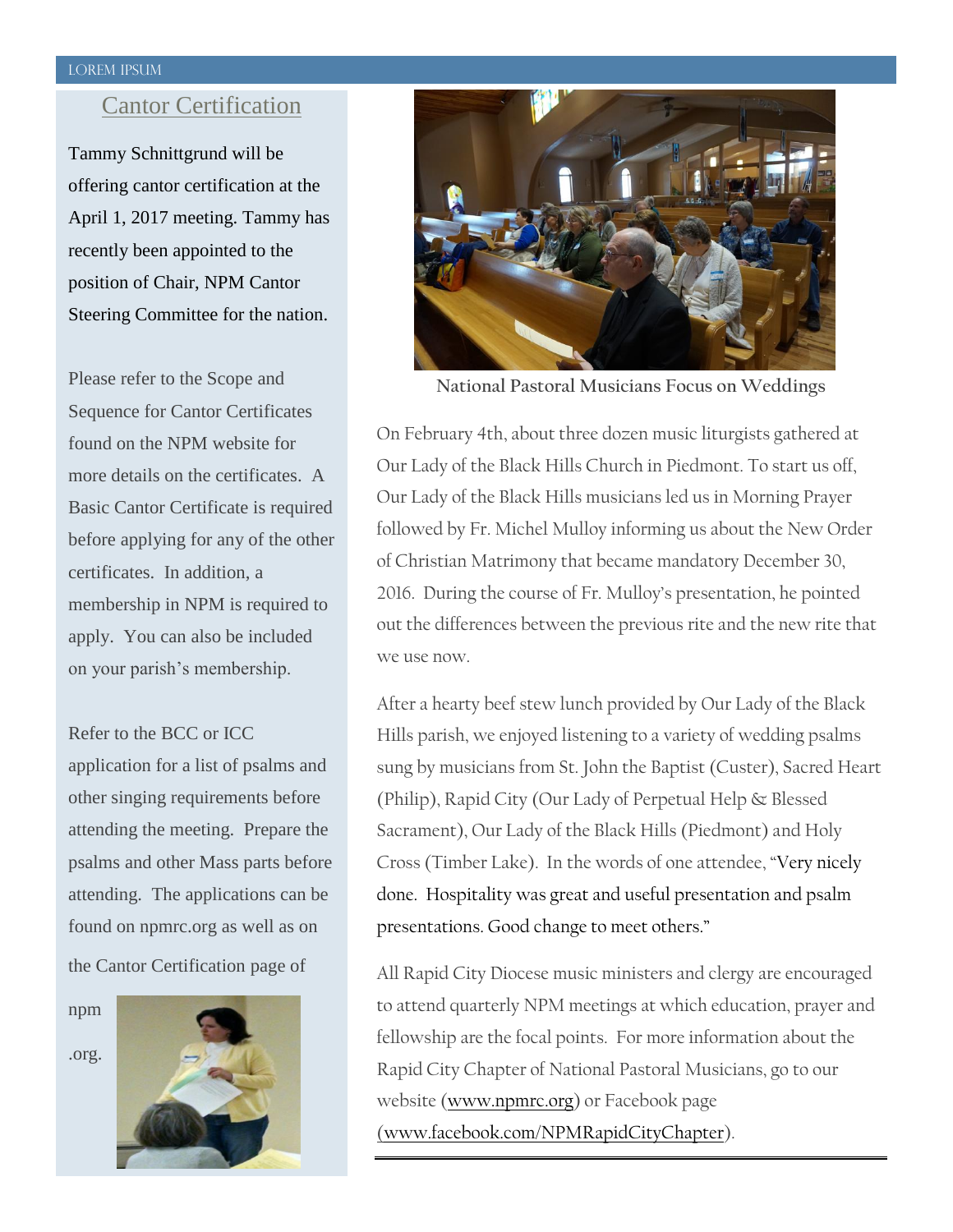## Cantor Certification

Tammy Schnittgrund will be offering cantor certification at the April 1, 2017 meeting. Tammy has recently been appointed to the position of Chair, NPM Cantor Steering Committee for the nation.

Please refer to the Scope and Sequence for Cantor Certificates found on the NPM website for more details on the certificates. A Basic Cantor Certificate is required before applying for any of the other certificates. In addition, a membership in NPM is required to apply. You can also be included on your parish's membership.

Refer to the BCC or ICC application for a list of psalms and other singing requirements before attending the meeting. Prepare the psalms and other Mass parts before attending. The applications can be found on npmrc.org as well as on the Cantor Certification page of npm.org.

National Pastoral Musicians Focus on Weddings

On February 4th, about three dozen music liturgists gathered at Our Lady of the Black Hills Church in Piedmont. To start us off, Our Lady of the Black Hills musicians led us in Morning Prayer followed by Fr. Michel Mulloy informing us about the New Order of Christian Matrimony that became mandatory December 30, 2016. During the course of Fr. Mulloy's presentation, he pointed out the differences between the previous rite and the new rite that we use now.

After a hearty beef stew lunch provided by Our Lady of the Black Hills parish, we enjoyed listening to a variety of wedding psalms sung by musicians from St. John the Baptist (Custer), Sacred Heart (Philip), Rapid City (Our Lady of Perpetual Help & Blessed Sacrament), Our Lady of the Black Hills (Piedmont) and Holy Cross (Timber Lake). In the words of one attendee, "Very nicely done. Hospitality was great and useful presentation and psalm presentations. Good change to meet others."

All Rapid City Diocese music ministers and clergy are encouraged to attend quarterly NPM meetings at which education, prayer and fellowship are the focal points. For more information about the Rapid City Chapter of National Pastoral Musicians, go to our website (www.npmrc.org) or Facebook page (www.facebook.com/NPMRapidCityChapter).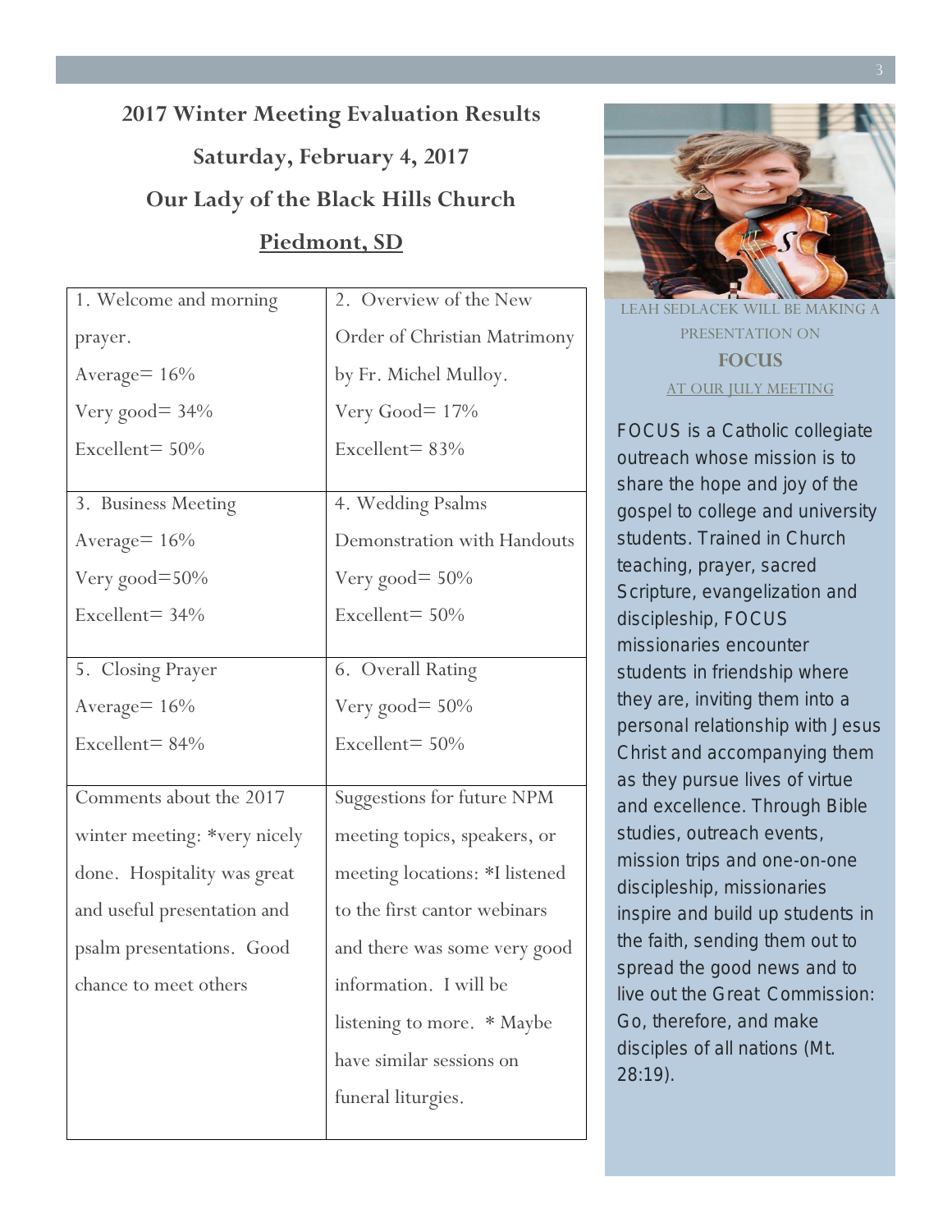## 2017 Winter Meeting Evaluation Results

## Saturday, February 4, 2017

## Our Lady of the Black Hills Church

## Piedmont, SD

| 1. Welcome and morning prayer. Average= 16% Very good= 34% Excellent= 50% | 2. Overview of the New Order of Christian Matrimony by Fr. Michel Mulloy. Very Good= 17% Excellent= 83% |
|---|---|
| 3. Business Meeting Average= 16% Very good=50% Excellent= 34% | 4. Wedding Psalms Demonstration with Handouts Very good= 50% Excellent= 50% |
| 5. Closing Prayer Average= 16% Excellent= 84% | 6. Overall Rating Very good= 50% Excellent= 50% |
| Comments about the 2017 winter meeting: *very nicely done. Hospitality was great and useful presentation and psalm presentations. Good chance to meet others | Suggestions for future NPM meeting topics, speakers, or meeting locations: *I listened to the first cantor webinars and there was some very good information. I will be listening to more. * Maybe have similar sessions on funeral liturgies. |

LEAH SEDLACEK WILL BE MAKING A PRESENTATION ON

**FOCUS**

AT OUR JULY MEETING

FOCUS is a Catholic collegiate outreach whose mission is to share the hope and joy of the gospel to college and university students. Trained in Church teaching, prayer, sacred Scripture, evangelization and discipleship, FOCUS missionaries encounter students in friendship where they are, inviting them into a personal relationship with Jesus Christ and accompanying them as they pursue lives of virtue and excellence. Through Bible studies, outreach events, mission trips and one-on-one discipleship, missionaries inspire and build up students in the faith, sending them out to spread the good news and to live out the Great Commission: Go, therefore, and make disciples of all nations (Mt. 28:19).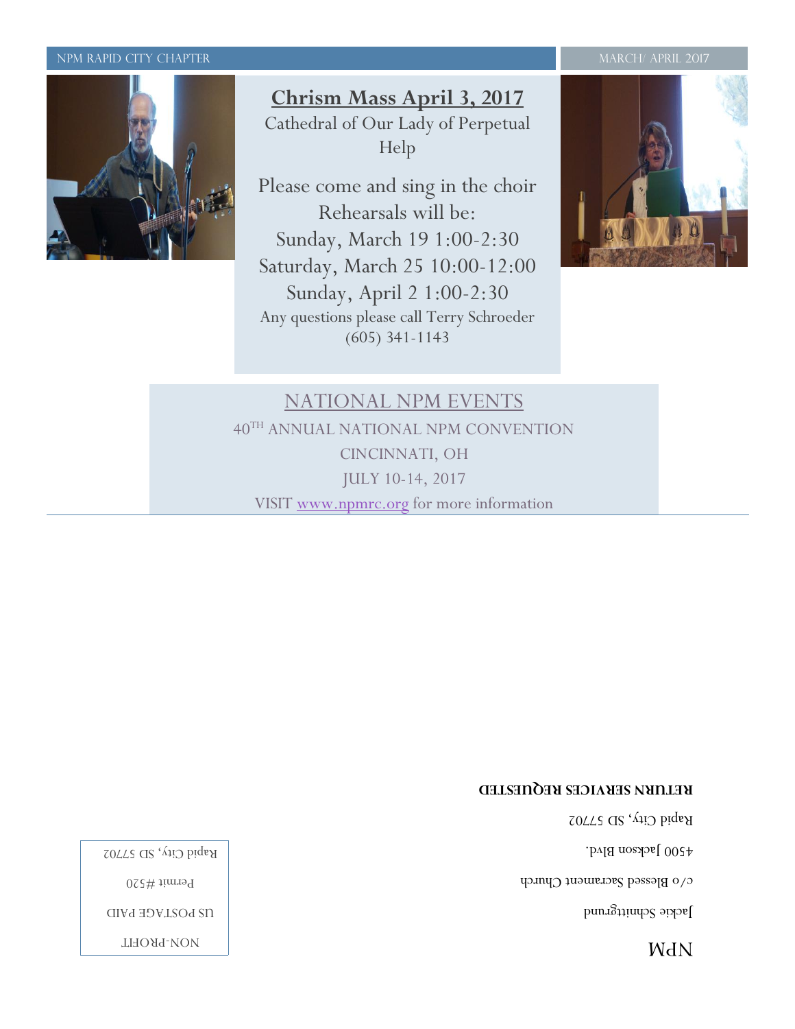# Chrism Mass April 3, 2017

Cathedral of Our Lady of Perpetual Help

Please come and sing in the choir

Rehearsals will be:

Sunday, March 19 1:00-2:30

Saturday, March 25 10:00-12:00

Sunday, April 2 1:00-2:30

Any questions please call Terry Schroeder (605) 341-1143

## NATIONAL NPM EVENTS

40TH ANNUAL NATIONAL NPM CONVENTION

CINCINNATI, OH

JULY 10-14, 2017

VISIT www.npmrc.org for more information

NPM

Jackie Schnittgrund

c/o Blessed Sacrament Church

4500 Jackson Blvd.

Rapid City, SD 57702

**RETURN SERVICES REQUESTED**

NON-PROFIT

US POSTAGE PAID

Permit #520

Rapid City, SD 57702